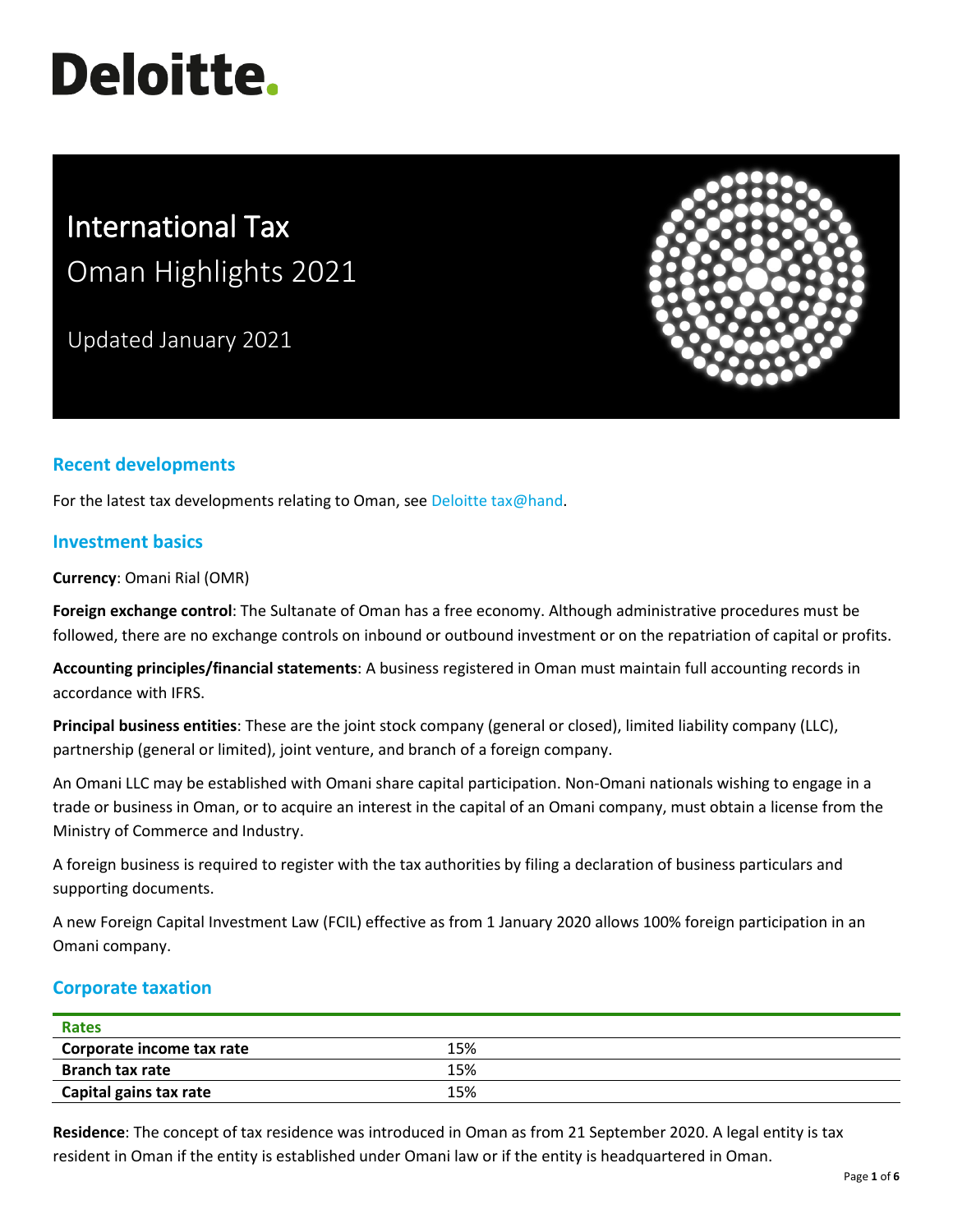# Deloitte.

# International Tax
## Oman Highlights 2021

Updated January 2021

## Recent developments

For the latest tax developments relating to Oman, see Deloitte tax@hand.

## Investment basics

**Currency**: Omani Rial (OMR)

**Foreign exchange control**: The Sultanate of Oman has a free economy. Although administrative procedures must be followed, there are no exchange controls on inbound or outbound investment or on the repatriation of capital or profits.

**Accounting principles/financial statements**: A business registered in Oman must maintain full accounting records in accordance with IFRS.

**Principal business entities**: These are the joint stock company (general or closed), limited liability company (LLC), partnership (general or limited), joint venture, and branch of a foreign company.

An Omani LLC may be established with Omani share capital participation. Non-Omani nationals wishing to engage in a trade or business in Oman, or to acquire an interest in the capital of an Omani company, must obtain a license from the Ministry of Commerce and Industry.

A foreign business is required to register with the tax authorities by filing a declaration of business particulars and supporting documents.

A new Foreign Capital Investment Law (FCIL) effective as from 1 January 2020 allows 100% foreign participation in an Omani company.

## Corporate taxation

| Rates | |
|---|---|
| **Corporate income tax rate** | 15% |
| **Branch tax rate** | 15% |
| **Capital gains tax rate** | 15% |

**Residence**: The concept of tax residence was introduced in Oman as from 21 September 2020. A legal entity is tax resident in Oman if the entity is established under Omani law or if the entity is headquartered in Oman.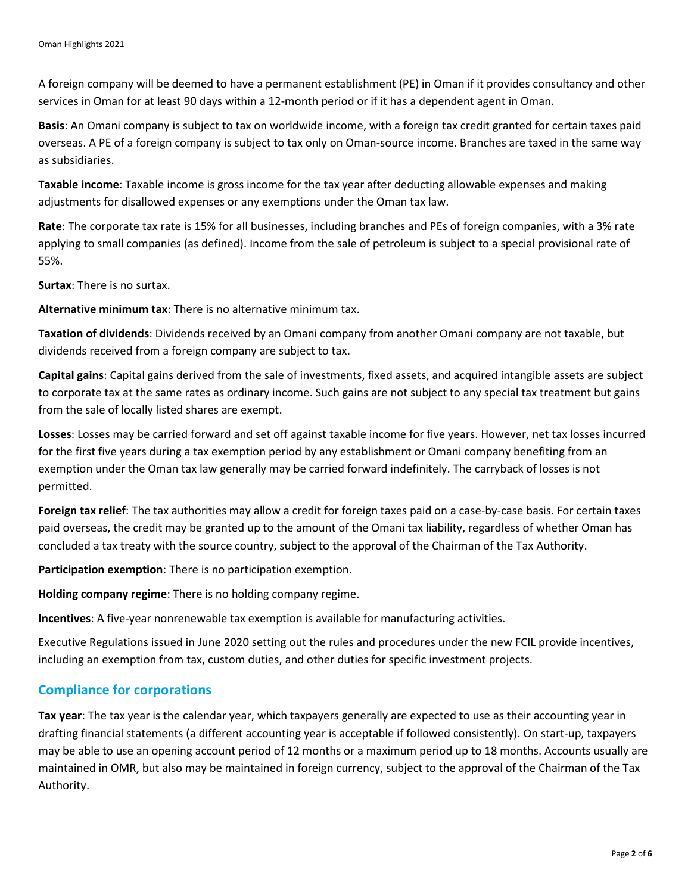A foreign company will be deemed to have a permanent establishment (PE) in Oman if it provides consultancy and other services in Oman for at least 90 days within a 12-month period or if it has a dependent agent in Oman.

**Basis**: An Omani company is subject to tax on worldwide income, with a foreign tax credit granted for certain taxes paid overseas. A PE of a foreign company is subject to tax only on Oman-source income. Branches are taxed in the same way as subsidiaries.

**Taxable income**: Taxable income is gross income for the tax year after deducting allowable expenses and making adjustments for disallowed expenses or any exemptions under the Oman tax law.

**Rate**: The corporate tax rate is 15% for all businesses, including branches and PEs of foreign companies, with a 3% rate applying to small companies (as defined). Income from the sale of petroleum is subject to a special provisional rate of 55%.

**Surtax**: There is no surtax.

**Alternative minimum tax**: There is no alternative minimum tax.

**Taxation of dividends**: Dividends received by an Omani company from another Omani company are not taxable, but dividends received from a foreign company are subject to tax.

**Capital gains**: Capital gains derived from the sale of investments, fixed assets, and acquired intangible assets are subject to corporate tax at the same rates as ordinary income. Such gains are not subject to any special tax treatment but gains from the sale of locally listed shares are exempt.

**Losses**: Losses may be carried forward and set off against taxable income for five years. However, net tax losses incurred for the first five years during a tax exemption period by any establishment or Omani company benefiting from an exemption under the Oman tax law generally may be carried forward indefinitely. The carryback of losses is not permitted.

**Foreign tax relief**: The tax authorities may allow a credit for foreign taxes paid on a case-by-case basis. For certain taxes paid overseas, the credit may be granted up to the amount of the Omani tax liability, regardless of whether Oman has concluded a tax treaty with the source country, subject to the approval of the Chairman of the Tax Authority.

**Participation exemption**: There is no participation exemption.

**Holding company regime**: There is no holding company regime.

**Incentives**: A five-year nonrenewable tax exemption is available for manufacturing activities.

Executive Regulations issued in June 2020 setting out the rules and procedures under the new FCIL provide incentives, including an exemption from tax, custom duties, and other duties for specific investment projects.

## Compliance for corporations

**Tax year**: The tax year is the calendar year, which taxpayers generally are expected to use as their accounting year in drafting financial statements (a different accounting year is acceptable if followed consistently). On start-up, taxpayers may be able to use an opening account period of 12 months or a maximum period up to 18 months. Accounts usually are maintained in OMR, but also may be maintained in foreign currency, subject to the approval of the Chairman of the Tax Authority.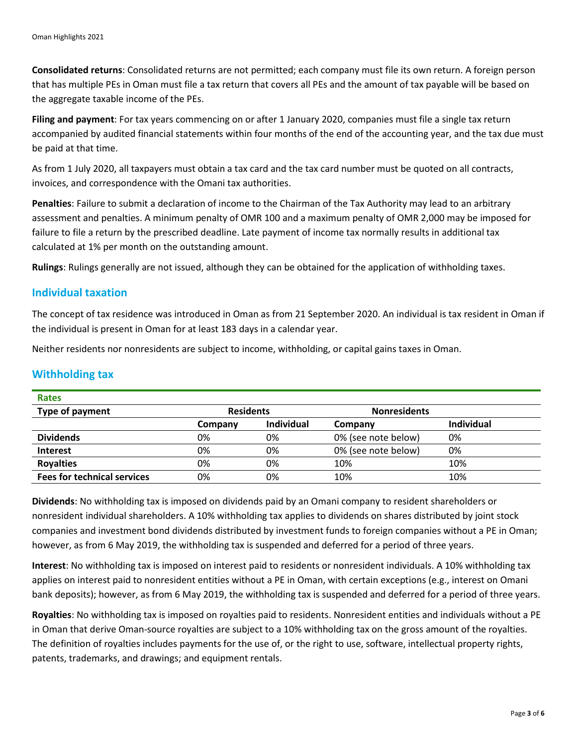**Consolidated returns**: Consolidated returns are not permitted; each company must file its own return. A foreign person that has multiple PEs in Oman must file a tax return that covers all PEs and the amount of tax payable will be based on the aggregate taxable income of the PEs.

**Filing and payment**: For tax years commencing on or after 1 January 2020, companies must file a single tax return accompanied by audited financial statements within four months of the end of the accounting year, and the tax due must be paid at that time.

As from 1 July 2020, all taxpayers must obtain a tax card and the tax card number must be quoted on all contracts, invoices, and correspondence with the Omani tax authorities.

**Penalties**: Failure to submit a declaration of income to the Chairman of the Tax Authority may lead to an arbitrary assessment and penalties. A minimum penalty of OMR 100 and a maximum penalty of OMR 2,000 may be imposed for failure to file a return by the prescribed deadline. Late payment of income tax normally results in additional tax calculated at 1% per month on the outstanding amount.

**Rulings**: Rulings generally are not issued, although they can be obtained for the application of withholding taxes.

## Individual taxation

The concept of tax residence was introduced in Oman as from 21 September 2020. An individual is tax resident in Oman if the individual is present in Oman for at least 183 days in a calendar year.

Neither residents nor nonresidents are subject to income, withholding, or capital gains taxes in Oman.

## Withholding tax

| Rates | | | | |
|---|---|---|---|---|
| **Type of payment** | **Residents** | | **Nonresidents** | |
| | **Company** | **Individual** | **Company** | **Individual** |
| **Dividends** | 0% | 0% | 0% (see note below) | 0% |
| **Interest** | 0% | 0% | 0% (see note below) | 0% |
| **Royalties** | 0% | 0% | 10% | 10% |
| **Fees for technical services** | 0% | 0% | 10% | 10% |

**Dividends**: No withholding tax is imposed on dividends paid by an Omani company to resident shareholders or nonresident individual shareholders. A 10% withholding tax applies to dividends on shares distributed by joint stock companies and investment bond dividends distributed by investment funds to foreign companies without a PE in Oman; however, as from 6 May 2019, the withholding tax is suspended and deferred for a period of three years.

**Interest**: No withholding tax is imposed on interest paid to residents or nonresident individuals. A 10% withholding tax applies on interest paid to nonresident entities without a PE in Oman, with certain exceptions (e.g., interest on Omani bank deposits); however, as from 6 May 2019, the withholding tax is suspended and deferred for a period of three years.

**Royalties**: No withholding tax is imposed on royalties paid to residents. Nonresident entities and individuals without a PE in Oman that derive Oman-source royalties are subject to a 10% withholding tax on the gross amount of the royalties. The definition of royalties includes payments for the use of, or the right to use, software, intellectual property rights, patents, trademarks, and drawings; and equipment rentals.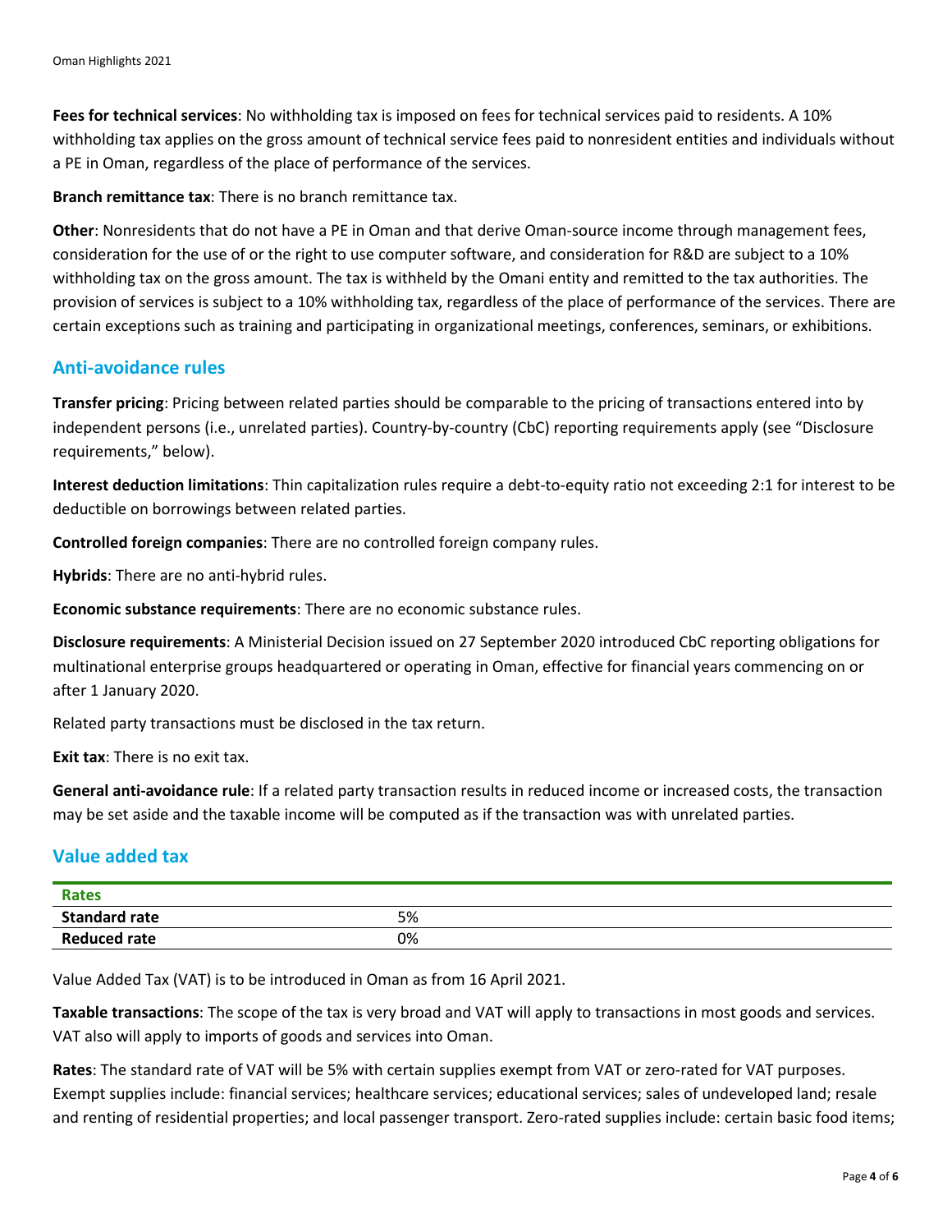**Fees for technical services**: No withholding tax is imposed on fees for technical services paid to residents. A 10% withholding tax applies on the gross amount of technical service fees paid to nonresident entities and individuals without a PE in Oman, regardless of the place of performance of the services.

**Branch remittance tax**: There is no branch remittance tax.

**Other**: Nonresidents that do not have a PE in Oman and that derive Oman-source income through management fees, consideration for the use of or the right to use computer software, and consideration for R&D are subject to a 10% withholding tax on the gross amount. The tax is withheld by the Omani entity and remitted to the tax authorities. The provision of services is subject to a 10% withholding tax, regardless of the place of performance of the services. There are certain exceptions such as training and participating in organizational meetings, conferences, seminars, or exhibitions.

## Anti-avoidance rules

**Transfer pricing**: Pricing between related parties should be comparable to the pricing of transactions entered into by independent persons (i.e., unrelated parties). Country-by-country (CbC) reporting requirements apply (see "Disclosure requirements," below).

**Interest deduction limitations**: Thin capitalization rules require a debt-to-equity ratio not exceeding 2:1 for interest to be deductible on borrowings between related parties.

**Controlled foreign companies**: There are no controlled foreign company rules.

**Hybrids**: There are no anti-hybrid rules.

**Economic substance requirements**: There are no economic substance rules.

**Disclosure requirements**: A Ministerial Decision issued on 27 September 2020 introduced CbC reporting obligations for multinational enterprise groups headquartered or operating in Oman, effective for financial years commencing on or after 1 January 2020.

Related party transactions must be disclosed in the tax return.

**Exit tax**: There is no exit tax.

**General anti-avoidance rule**: If a related party transaction results in reduced income or increased costs, the transaction may be set aside and the taxable income will be computed as if the transaction was with unrelated parties.

## Value added tax

| Rates | |
|---|---|
| **Standard rate** | 5% |
| **Reduced rate** | 0% |

Value Added Tax (VAT) is to be introduced in Oman as from 16 April 2021.

**Taxable transactions**: The scope of the tax is very broad and VAT will apply to transactions in most goods and services. VAT also will apply to imports of goods and services into Oman.

**Rates**: The standard rate of VAT will be 5% with certain supplies exempt from VAT or zero-rated for VAT purposes. Exempt supplies include: financial services; healthcare services; educational services; sales of undeveloped land; resale and renting of residential properties; and local passenger transport. Zero-rated supplies include: certain basic food items;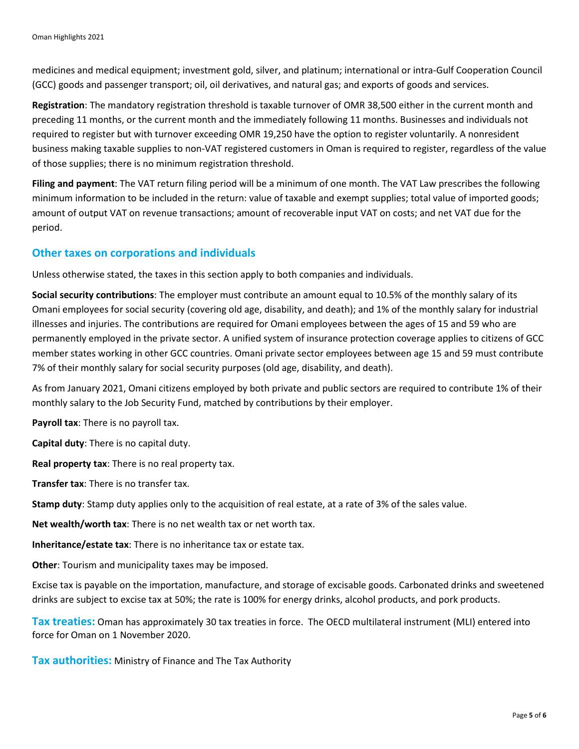medicines and medical equipment; investment gold, silver, and platinum; international or intra-Gulf Cooperation Council (GCC) goods and passenger transport; oil, oil derivatives, and natural gas; and exports of goods and services.

**Registration**: The mandatory registration threshold is taxable turnover of OMR 38,500 either in the current month and preceding 11 months, or the current month and the immediately following 11 months. Businesses and individuals not required to register but with turnover exceeding OMR 19,250 have the option to register voluntarily. A nonresident business making taxable supplies to non-VAT registered customers in Oman is required to register, regardless of the value of those supplies; there is no minimum registration threshold.

**Filing and payment**: The VAT return filing period will be a minimum of one month. The VAT Law prescribes the following minimum information to be included in the return: value of taxable and exempt supplies; total value of imported goods; amount of output VAT on revenue transactions; amount of recoverable input VAT on costs; and net VAT due for the period.

## Other taxes on corporations and individuals

Unless otherwise stated, the taxes in this section apply to both companies and individuals.

**Social security contributions**: The employer must contribute an amount equal to 10.5% of the monthly salary of its Omani employees for social security (covering old age, disability, and death); and 1% of the monthly salary for industrial illnesses and injuries. The contributions are required for Omani employees between the ages of 15 and 59 who are permanently employed in the private sector. A unified system of insurance protection coverage applies to citizens of GCC member states working in other GCC countries. Omani private sector employees between age 15 and 59 must contribute 7% of their monthly salary for social security purposes (old age, disability, and death).

As from January 2021, Omani citizens employed by both private and public sectors are required to contribute 1% of their monthly salary to the Job Security Fund, matched by contributions by their employer.

**Payroll tax**: There is no payroll tax.

**Capital duty**: There is no capital duty.

**Real property tax**: There is no real property tax.

**Transfer tax**: There is no transfer tax.

**Stamp duty**: Stamp duty applies only to the acquisition of real estate, at a rate of 3% of the sales value.

**Net wealth/worth tax**: There is no net wealth tax or net worth tax.

**Inheritance/estate tax**: There is no inheritance tax or estate tax.

**Other**: Tourism and municipality taxes may be imposed.

Excise tax is payable on the importation, manufacture, and storage of excisable goods. Carbonated drinks and sweetened drinks are subject to excise tax at 50%; the rate is 100% for energy drinks, alcohol products, and pork products.

**Tax treaties:** Oman has approximately 30 tax treaties in force. The OECD multilateral instrument (MLI) entered into force for Oman on 1 November 2020.

**Tax authorities:** Ministry of Finance and The Tax Authority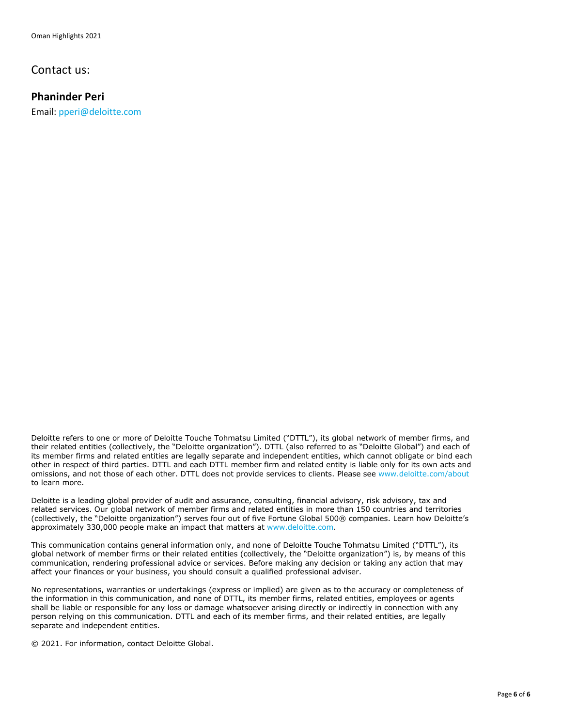## Contact us:

### Phaninder Peri

Email: pperi@deloitte.com

Deloitte refers to one or more of Deloitte Touche Tohmatsu Limited ("DTTL"), its global network of member firms, and their related entities (collectively, the "Deloitte organization"). DTTL (also referred to as "Deloitte Global") and each of its member firms and related entities are legally separate and independent entities, which cannot obligate or bind each other in respect of third parties. DTTL and each DTTL member firm and related entity is liable only for its own acts and omissions, and not those of each other. DTTL does not provide services to clients. Please see www.deloitte.com/about to learn more.

Deloitte is a leading global provider of audit and assurance, consulting, financial advisory, risk advisory, tax and related services. Our global network of member firms and related entities in more than 150 countries and territories (collectively, the "Deloitte organization") serves four out of five Fortune Global 500® companies. Learn how Deloitte's approximately 330,000 people make an impact that matters at www.deloitte.com.

This communication contains general information only, and none of Deloitte Touche Tohmatsu Limited ("DTTL"), its global network of member firms or their related entities (collectively, the "Deloitte organization") is, by means of this communication, rendering professional advice or services. Before making any decision or taking any action that may affect your finances or your business, you should consult a qualified professional adviser.

No representations, warranties or undertakings (express or implied) are given as to the accuracy or completeness of the information in this communication, and none of DTTL, its member firms, related entities, employees or agents shall be liable or responsible for any loss or damage whatsoever arising directly or indirectly in connection with any person relying on this communication. DTTL and each of its member firms, and their related entities, are legally separate and independent entities.

© 2021. For information, contact Deloitte Global.